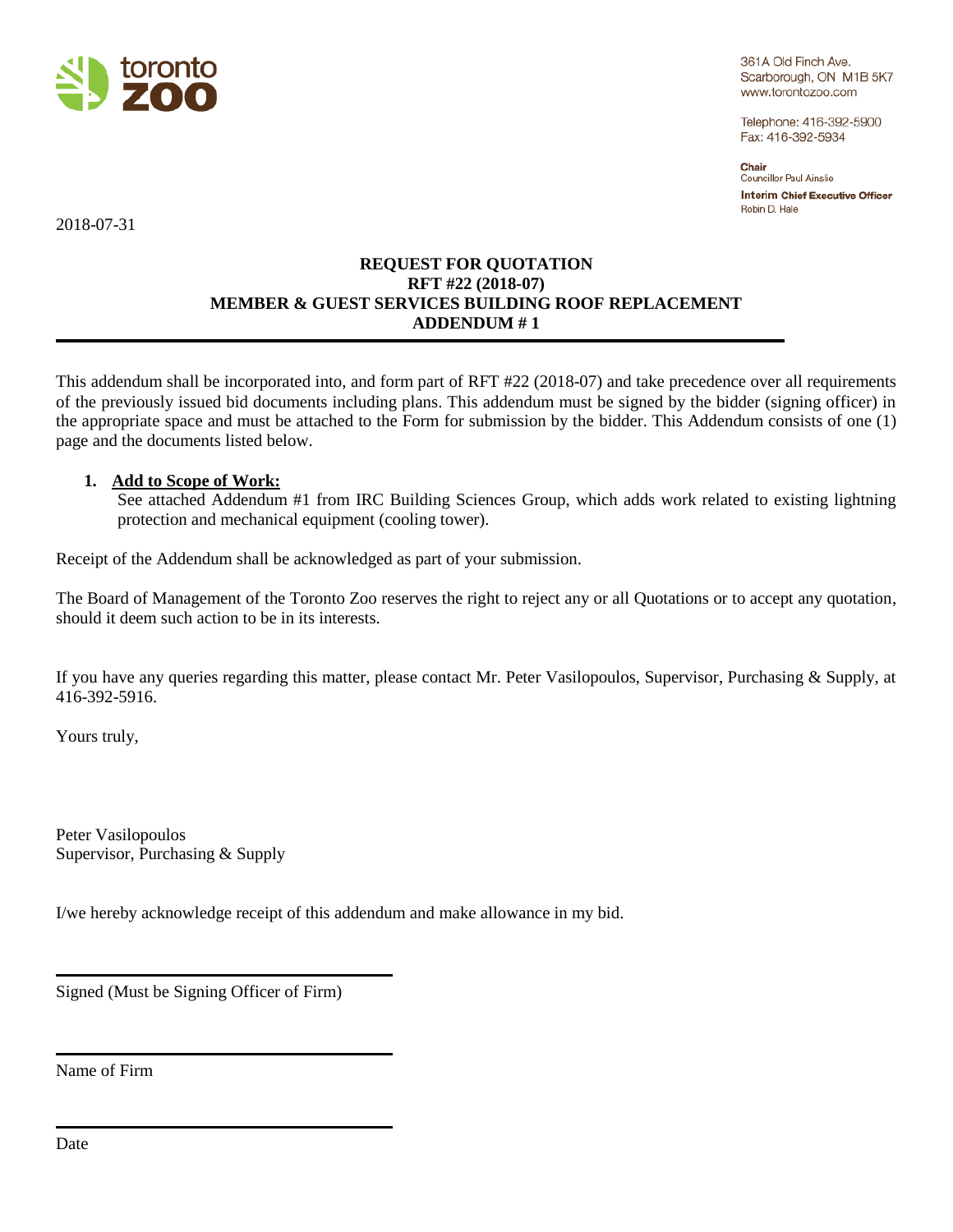toronto zoo

361A Old Finch Ave.
Scarborough, ON M1B 5K7
www.torontozoo.com

Telephone: 416-392-5900
Fax: 416-392-5934

**Chair**
Councillor Paul Ainslie

**Interim Chief Executive Officer**
Robin D. Hale

2018-07-31

**REQUEST FOR QUOTATION**
**RFT #22 (2018-07)**
**MEMBER & GUEST SERVICES BUILDING ROOF REPLACEMENT**
**ADDENDUM # 1**

---

This addendum shall be incorporated into, and form part of RFT #22 (2018-07) and take precedence over all requirements of the previously issued bid documents including plans. This addendum must be signed by the bidder (signing officer) in the appropriate space and must be attached to the Form for submission by the bidder. This Addendum consists of one (1) page and the documents listed below.

1. **Add to Scope of Work:**
   See attached Addendum #1 from IRC Building Sciences Group, which adds work related to existing lightning protection and mechanical equipment (cooling tower).

Receipt of the Addendum shall be acknowledged as part of your submission.

The Board of Management of the Toronto Zoo reserves the right to reject any or all Quotations or to accept any quotation, should it deem such action to be in its interests.

If you have any queries regarding this matter, please contact Mr. Peter Vasilopoulos, Supervisor, Purchasing & Supply, at 416-392-5916.

Yours truly,

Peter Vasilopoulos
Supervisor, Purchasing & Supply

I/we hereby acknowledge receipt of this addendum and make allowance in my bid.

\_\_\_\_\_\_\_\_\_\_\_\_\_\_\_\_\_\_\_\_\_\_\_\_\_\_\_\_\_\_\_\_\_\_\_\_

Signed (Must be Signing Officer of Firm)

\_\_\_\_\_\_\_\_\_\_\_\_\_\_\_\_\_\_\_\_\_\_\_\_\_\_\_\_\_\_\_\_\_\_\_\_

Name of Firm

\_\_\_\_\_\_\_\_\_\_\_\_\_\_\_\_\_\_\_\_\_\_\_\_\_\_\_\_\_\_\_\_\_\_\_\_

Date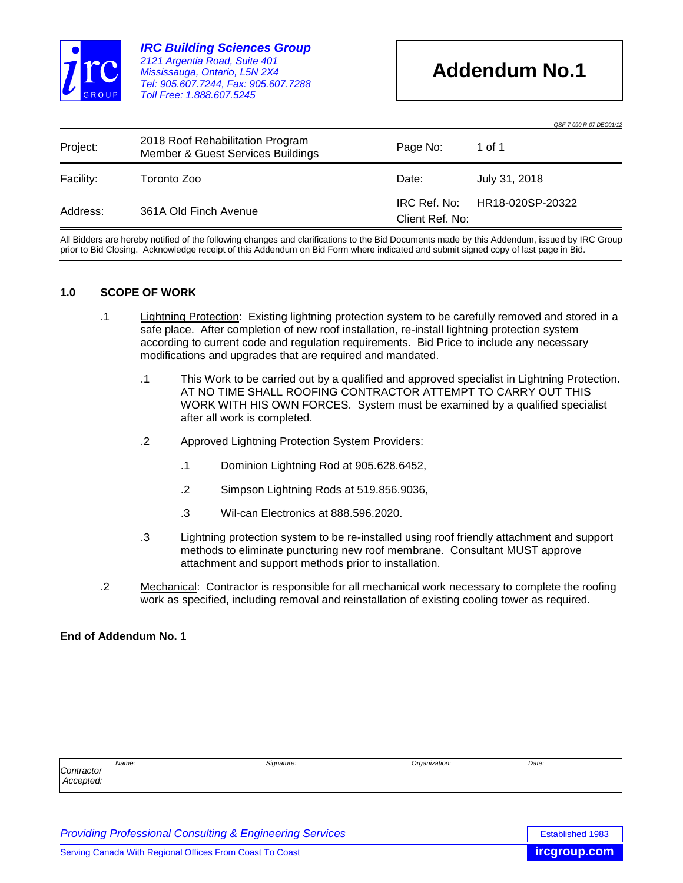**IRC Building Sciences Group**
*2121 Argentia Road, Suite 401*
*Mississauga, Ontario, L5N 2X4*
*Tel: 905.607.7244, Fax: 905.607.7288*
*Toll Free: 1.888.607.5245*

# Addendum No.1

QSF-7-090 R-07 DEC01/12

| | | | |
|---|---|---|---|
| Project: | 2018 Roof Rehabilitation Program Member & Guest Services Buildings | Page No: | 1 of 1 |
| Facility: | Toronto Zoo | Date: | July 31, 2018 |
| Address: | 361A Old Finch Avenue | IRC Ref. No: | HR18-020SP-20322 |
| | | Client Ref. No: | |

All Bidders are hereby notified of the following changes and clarifications to the Bid Documents made by this Addendum, issued by IRC Group prior to Bid Closing. Acknowledge receipt of this Addendum on Bid Form where indicated and submit signed copy of last page in Bid.

## 1.0 SCOPE OF WORK

.1 Lightning Protection: Existing lightning protection system to be carefully removed and stored in a safe place. After completion of new roof installation, re-install lightning protection system according to current code and regulation requirements. Bid Price to include any necessary modifications and upgrades that are required and mandated.

- .1 This Work to be carried out by a qualified and approved specialist in Lightning Protection. AT NO TIME SHALL ROOFING CONTRACTOR ATTEMPT TO CARRY OUT THIS WORK WITH HIS OWN FORCES. System must be examined by a qualified specialist after all work is completed.
- .2 Approved Lightning Protection System Providers:
  - .1 Dominion Lightning Rod at 905.628.6452,
  - .2 Simpson Lightning Rods at 519.856.9036,
  - .3 Wil-can Electronics at 888.596.2020.
- .3 Lightning protection system to be re-installed using roof friendly attachment and support methods to eliminate puncturing new roof membrane. Consultant MUST approve attachment and support methods prior to installation.

.2 Mechanical: Contractor is responsible for all mechanical work necessary to complete the roofing work as specified, including removal and reinstallation of existing cooling tower as required.

**End of Addendum No. 1**

| | Name: | Signature: | Organization: | Date: |
|---|---|---|---|---|
| *Contractor Accepted:* | | | | |

*Providing Professional Consulting & Engineering Services* — Established 1983

Serving Canada With Regional Offices From Coast To Coast — **ircgroup.com**